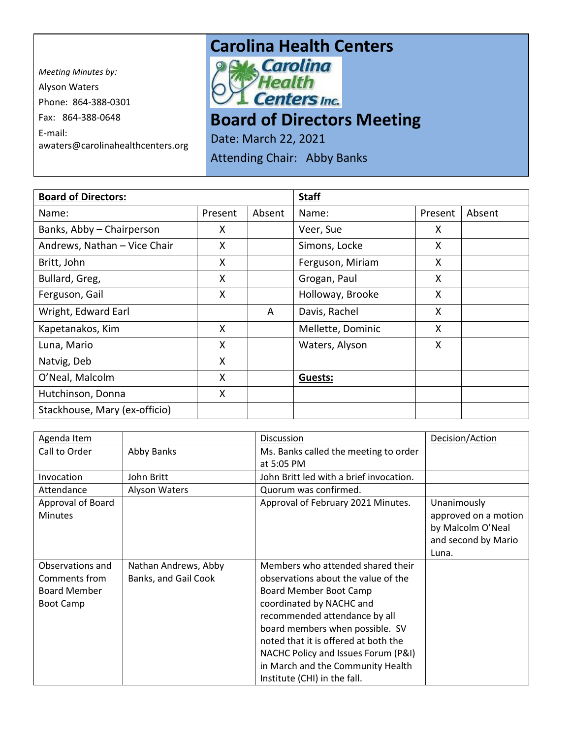*Meeting Minutes by:*

Alyson Waters

Phone: 864-388-0301

Fax: 864-388-0648

E-mail:
awaters@carolinahealthcenters.org

# Carolina Health Centers

Carolina Health Centers Inc.

# Board of Directors Meeting

Date: March 22, 2021

Attending Chair: Abby Banks

| **Board of Directors:** | | | **Staff** | | |
|---|---|---|---|---|---|
| Name: | Present | Absent | Name: | Present | Absent |
| Banks, Abby – Chairperson | X | | Veer, Sue | X | |
| Andrews, Nathan – Vice Chair | X | | Simons, Locke | X | |
| Britt, John | X | | Ferguson, Miriam | X | |
| Bullard, Greg, | X | | Grogan, Paul | X | |
| Ferguson, Gail | X | | Holloway, Brooke | X | |
| Wright, Edward Earl | | A | Davis, Rachel | X | |
| Kapetanakos, Kim | X | | Mellette, Dominic | X | |
| Luna, Mario | X | | Waters, Alyson | X | |
| Natvig, Deb | X | | | | |
| O'Neal, Malcolm | X | | **Guests:** | | |
| Hutchinson, Donna | X | | | | |
| Stackhouse, Mary (ex-officio) | | | | | |

| Agenda Item | | Discussion | Decision/Action |
|---|---|---|---|
| Call to Order | Abby Banks | Ms. Banks called the meeting to order at 5:05 PM | |
| Invocation | John Britt | John Britt led with a brief invocation. | |
| Attendance | Alyson Waters | Quorum was confirmed. | |
| Approval of Board Minutes | | Approval of February 2021 Minutes. | Unanimously approved on a motion by Malcolm O'Neal and second by Mario Luna. |
| Observations and Comments from Board Member Boot Camp | Nathan Andrews, Abby Banks, and Gail Cook | Members who attended shared their observations about the value of the Board Member Boot Camp coordinated by NACHC and recommended attendance by all board members when possible. SV noted that it is offered at both the NACHC Policy and Issues Forum (P&I) in March and the Community Health Institute (CHI) in the fall. | |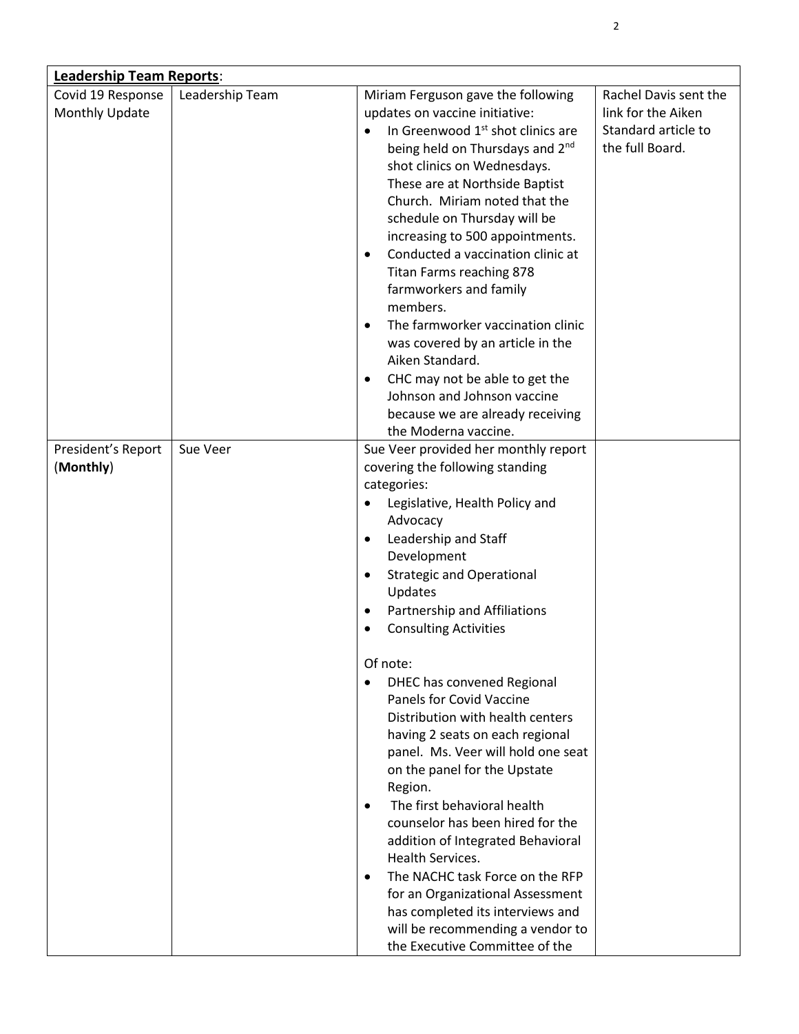| **Leadership Team Reports**: | | | |
|---|---|---|---|
| Covid 19 Response Monthly Update | Leadership Team | Miriam Ferguson gave the following updates on vaccine initiative:<br>• In Greenwood 1st shot clinics are being held on Thursdays and 2nd shot clinics on Wednesdays. These are at Northside Baptist Church. Miriam noted that the schedule on Thursday will be increasing to 500 appointments.<br>• Conducted a vaccination clinic at Titan Farms reaching 878 farmworkers and family members.<br>• The farmworker vaccination clinic was covered by an article in the Aiken Standard.<br>• CHC may not be able to get the Johnson and Johnson vaccine because we are already receiving the Moderna vaccine. | Rachel Davis sent the link for the Aiken Standard article to the full Board. |
| President's Report (**Monthly**) | Sue Veer | Sue Veer provided her monthly report covering the following standing categories:<br>• Legislative, Health Policy and Advocacy<br>• Leadership and Staff Development<br>• Strategic and Operational Updates<br>• Partnership and Affiliations<br>• Consulting Activities<br><br>Of note:<br>• DHEC has convened Regional Panels for Covid Vaccine Distribution with health centers having 2 seats on each regional panel. Ms. Veer will hold one seat on the panel for the Upstate Region.<br>• The first behavioral health counselor has been hired for the addition of Integrated Behavioral Health Services.<br>• The NACHC task Force on the RFP for an Organizational Assessment has completed its interviews and will be recommending a vendor to the Executive Committee of the | |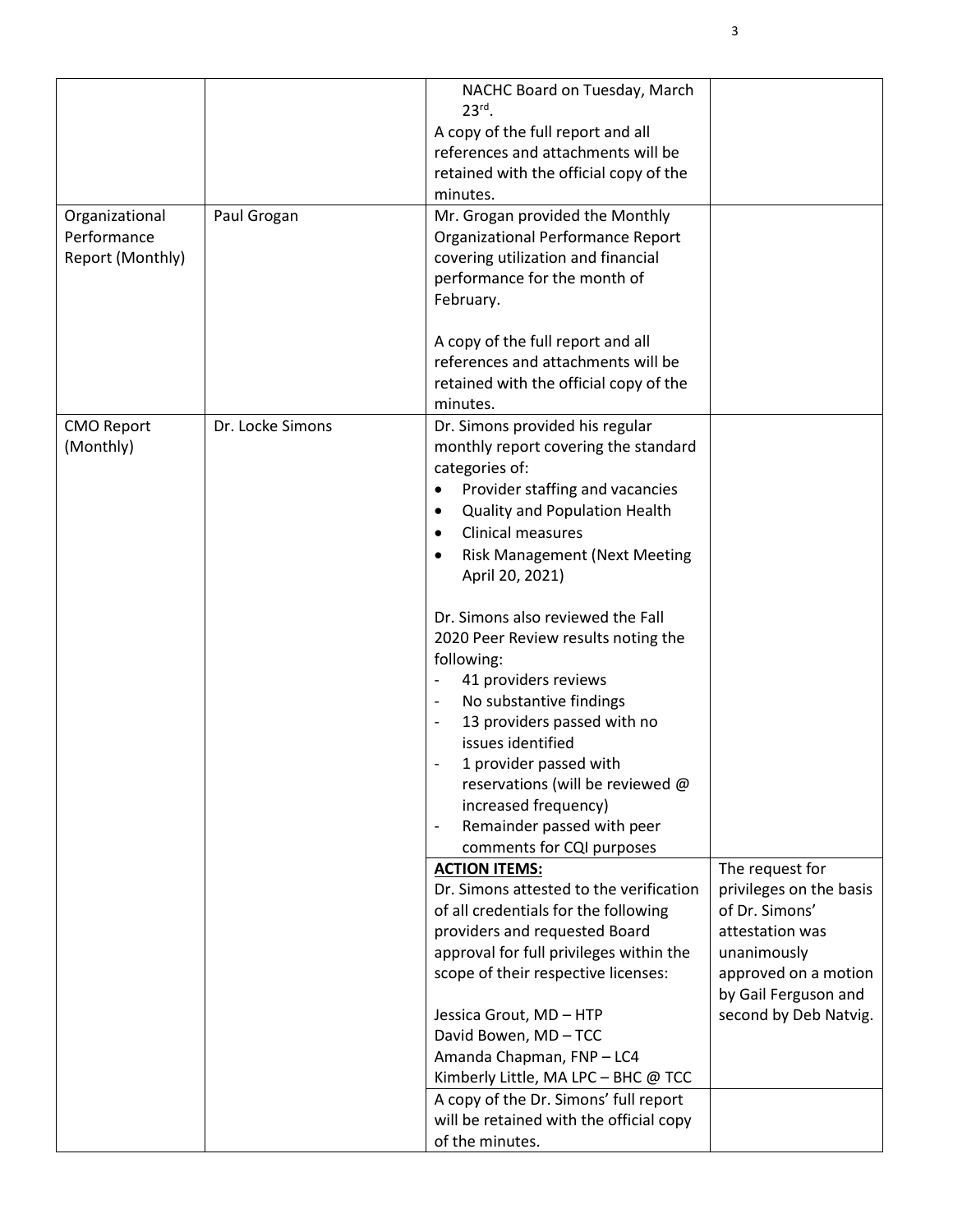|  |  |  |  |
|---|---|---|---|
|  |  | NACHC Board on Tuesday, March 23rd.<br>A copy of the full report and all references and attachments will be retained with the official copy of the minutes. |  |
| Organizational Performance Report (Monthly) | Paul Grogan | Mr. Grogan provided the Monthly Organizational Performance Report covering utilization and financial performance for the month of February.<br><br>A copy of the full report and all references and attachments will be retained with the official copy of the minutes. |  |
| CMO Report (Monthly) | Dr. Locke Simons | Dr. Simons provided his regular monthly report covering the standard categories of:<br>• Provider staffing and vacancies<br>• Quality and Population Health<br>• Clinical measures<br>• Risk Management (Next Meeting April 20, 2021)<br><br>Dr. Simons also reviewed the Fall 2020 Peer Review results noting the following:<br>- 41 providers reviews<br>- No substantive findings<br>- 13 providers passed with no issues identified<br>- 1 provider passed with reservations (will be reviewed @ increased frequency)<br>- Remainder passed with peer comments for CQI purposes |  |
|  |  | **ACTION ITEMS:**<br>Dr. Simons attested to the verification of all credentials for the following providers and requested Board approval for full privileges within the scope of their respective licenses:<br><br>Jessica Grout, MD – HTP<br>David Bowen, MD – TCC<br>Amanda Chapman, FNP – LC4<br>Kimberly Little, MA LPC – BHC @ TCC | The request for privileges on the basis of Dr. Simons' attestation was unanimously approved on a motion by Gail Ferguson and second by Deb Natvig. |
|  |  | A copy of the Dr. Simons' full report will be retained with the official copy of the minutes. |  |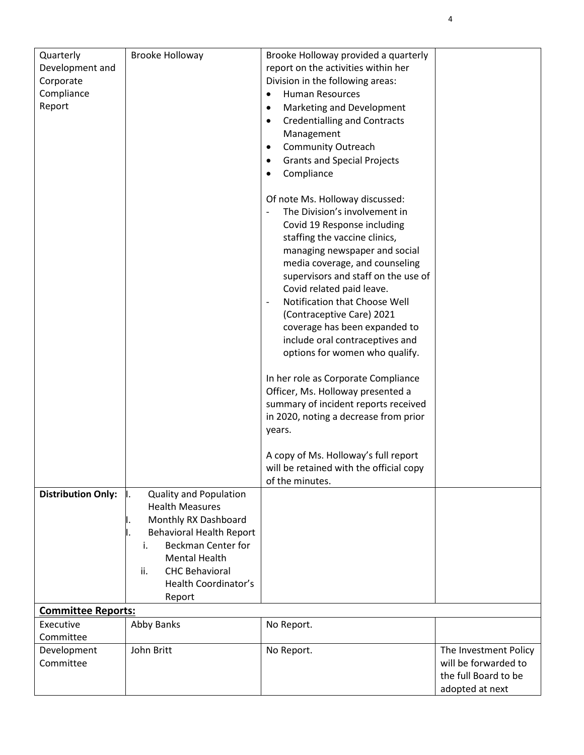| | | | |
|---|---|---|---|
| Quarterly Development and Corporate Compliance Report | Brooke Holloway | Brooke Holloway provided a quarterly report on the activities within her Division in the following areas:<br>• Human Resources<br>• Marketing and Development<br>• Credentialling and Contracts Management<br>• Community Outreach<br>• Grants and Special Projects<br>• Compliance<br><br>Of note Ms. Holloway discussed:<br>- The Division's involvement in Covid 19 Response including staffing the vaccine clinics, managing newspaper and social media coverage, and counseling supervisors and staff on the use of Covid related paid leave.<br>- Notification that Choose Well (Contraceptive Care) 2021 coverage has been expanded to include oral contraceptives and options for women who qualify.<br><br>In her role as Corporate Compliance Officer, Ms. Holloway presented a summary of incident reports received in 2020, noting a decrease from prior years.<br><br>A copy of Ms. Holloway's full report will be retained with the official copy of the minutes. | |
| **Distribution Only:** | I. Quality and Population Health Measures<br>I. Monthly RX Dashboard<br>I. Behavioral Health Report<br>i. Beckman Center for Mental Health<br>ii. CHC Behavioral Health Coordinator's Report | | |
| **Committee Reports:** | | | |
| Executive Committee | Abby Banks | No Report. | |
| Development Committee | John Britt | No Report. | The Investment Policy will be forwarded to the full Board to be adopted at next |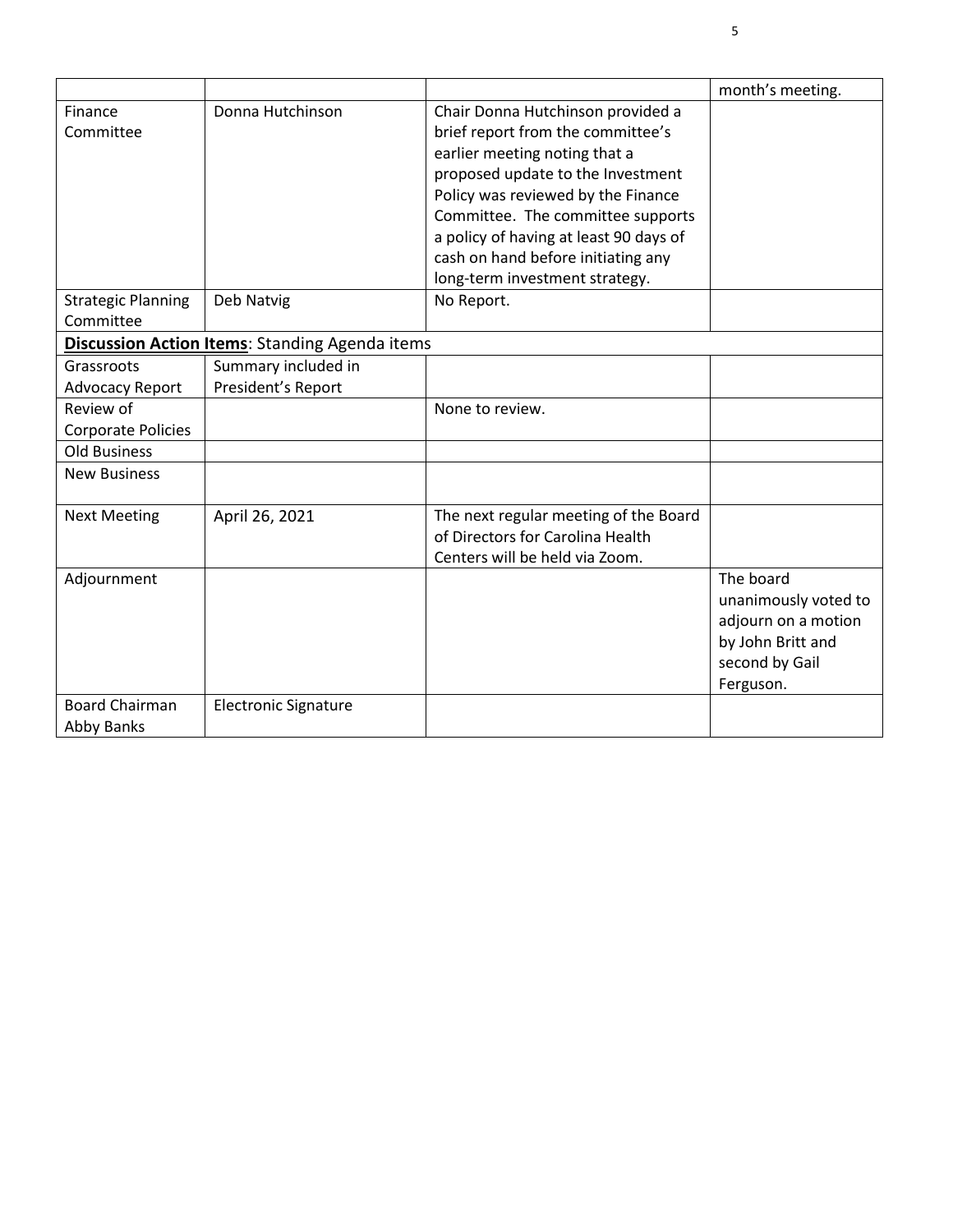| | | | |
|---|---|---|---|
| | | | month's meeting. |
| Finance Committee | Donna Hutchinson | Chair Donna Hutchinson provided a brief report from the committee's earlier meeting noting that a proposed update to the Investment Policy was reviewed by the Finance Committee. The committee supports a policy of having at least 90 days of cash on hand before initiating any long-term investment strategy. | |
| Strategic Planning Committee | Deb Natvig | No Report. | |
| **Discussion Action Items**: Standing Agenda items | | | |
| Grassroots Advocacy Report | Summary included in President's Report | | |
| Review of Corporate Policies | | None to review. | |
| Old Business | | | |
| New Business | | | |
| Next Meeting | April 26, 2021 | The next regular meeting of the Board of Directors for Carolina Health Centers will be held via Zoom. | |
| Adjournment | | | The board unanimously voted to adjourn on a motion by John Britt and second by Gail Ferguson. |
| Board Chairman Abby Banks | Electronic Signature | | |